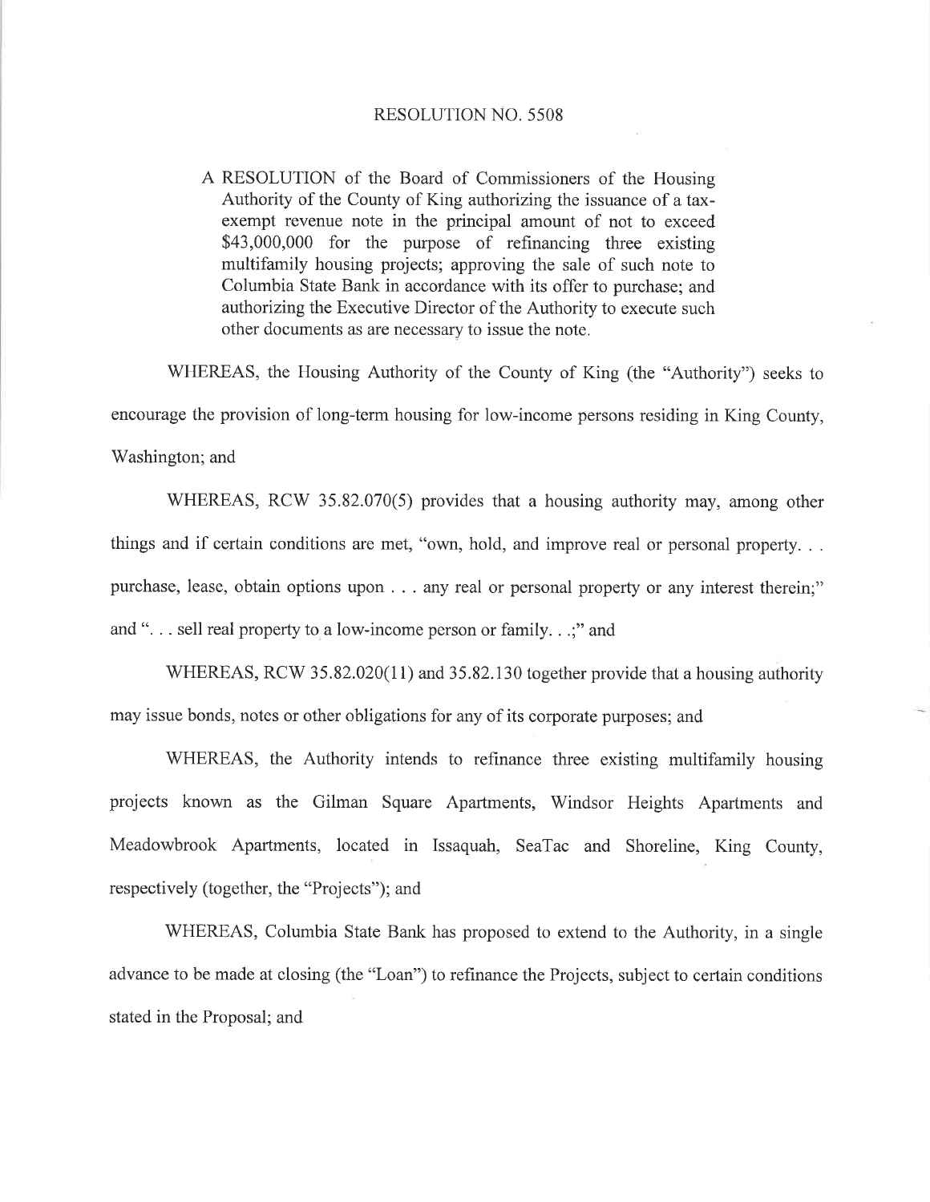# RESOLUTION NO. 5508

A RESOLUTION of the Board of Commissioners of the Housing Authority of the County of King authorizing the issuance of a tax-exempt revenue note in the principal amount of not to exceed \$43,000,000 for the purpose of refinancing three existing multifamily housing projects; approving the sale of such note to Columbia State Bank in accordance with its offer to purchase; and authorizing the Executive Director of the Authority to execute such other documents as are necessary to issue the note.

WHEREAS, the Housing Authority of the County of King (the "Authority") seeks to encourage the provision of long-term housing for low-income persons residing in King County, Washington; and

WHEREAS, RCW 35.82.070(5) provides that a housing authority may, among other things and if certain conditions are met, "own, hold, and improve real or personal property. . . purchase, lease, obtain options upon . . . any real or personal property or any interest therein;" and ". . . sell real property to a low-income person or family. . .;" and

WHEREAS, RCW 35.82.020(11) and 35.82.130 together provide that a housing authority may issue bonds, notes or other obligations for any of its corporate purposes; and

WHEREAS, the Authority intends to refinance three existing multifamily housing projects known as the Gilman Square Apartments, Windsor Heights Apartments and Meadowbrook Apartments, located in Issaquah, SeaTac and Shoreline, King County, respectively (together, the "Projects"); and

WHEREAS, Columbia State Bank has proposed to extend to the Authority, in a single advance to be made at closing (the "Loan") to refinance the Projects, subject to certain conditions stated in the Proposal; and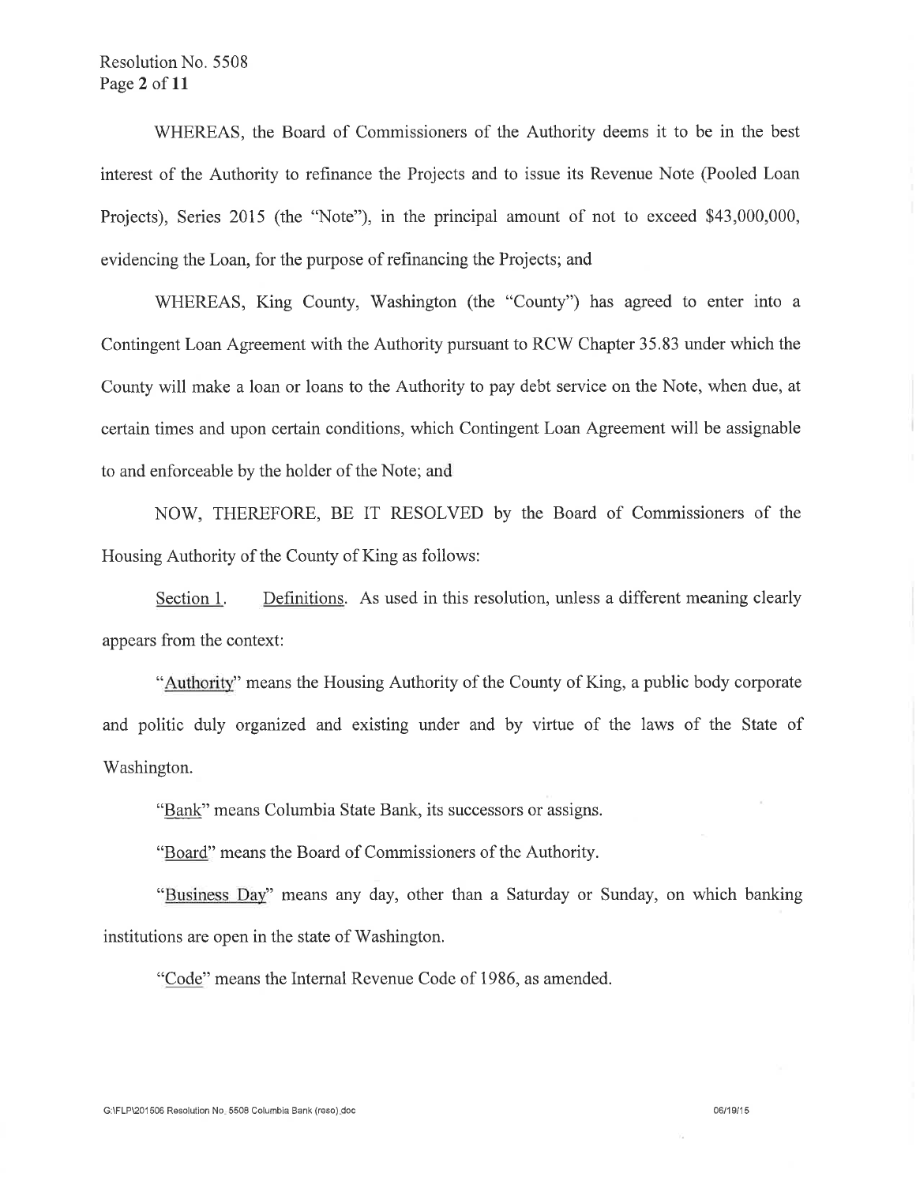WHEREAS, the Board of Commissioners of the Authority deems it to be in the best interest of the Authority to refinance the Projects and to issue its Revenue Note (Pooled Loan Projects), Series 2015 (the "Note"), in the principal amount of not to exceed $43,000,000, evidencing the Loan, for the purpose of refinancing the Projects; and

WHEREAS, King County, Washington (the "County") has agreed to enter into a Contingent Loan Agreement with the Authority pursuant to RCW Chapter 35.83 under which the County will make a loan or loans to the Authority to pay debt service on the Note, when due, at certain times and upon certain conditions, which Contingent Loan Agreement will be assignable to and enforceable by the holder of the Note; and

NOW, THEREFORE, BE IT RESOLVED by the Board of Commissioners of the Housing Authority of the County of King as follows:

Section 1. Definitions. As used in this resolution, unless a different meaning clearly appears from the context:

"Authority" means the Housing Authority of the County of King, a public body corporate and politic duly organized and existing under and by virtue of the laws of the State of Washington.

"Bank" means Columbia State Bank, its successors or assigns.

"Board" means the Board of Commissioners of the Authority.

"Business Day" means any day, other than a Saturday or Sunday, on which banking institutions are open in the state of Washington.

"Code" means the Internal Revenue Code of 1986, as amended.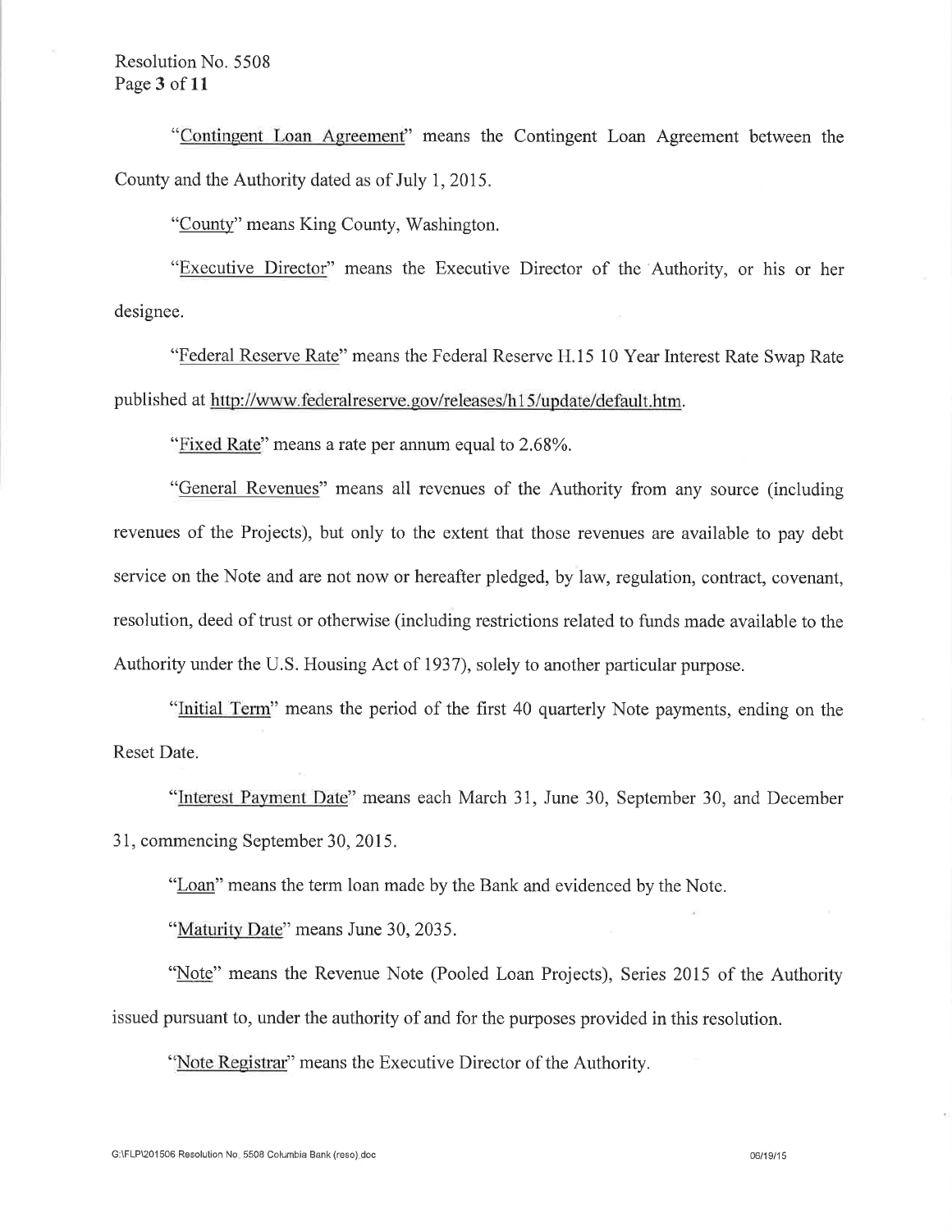"Contingent Loan Agreement" means the Contingent Loan Agreement between the County and the Authority dated as of July 1, 2015.

"County" means King County, Washington.

"Executive Director" means the Executive Director of the Authority, or his or her designee.

"Federal Reserve Rate" means the Federal Reserve H.15 10 Year Interest Rate Swap Rate published at http://www.federalreserve.gov/releases/h15/update/default.htm.

"Fixed Rate" means a rate per annum equal to 2.68%.

"General Revenues" means all revenues of the Authority from any source (including revenues of the Projects), but only to the extent that those revenues are available to pay debt service on the Note and are not now or hereafter pledged, by law, regulation, contract, covenant, resolution, deed of trust or otherwise (including restrictions related to funds made available to the Authority under the U.S. Housing Act of 1937), solely to another particular purpose.

"Initial Term" means the period of the first 40 quarterly Note payments, ending on the Reset Date.

"Interest Payment Date" means each March 31, June 30, September 30, and December 31, commencing September 30, 2015.

"Loan" means the term loan made by the Bank and evidenced by the Note.

"Maturity Date" means June 30, 2035.

"Note" means the Revenue Note (Pooled Loan Projects), Series 2015 of the Authority issued pursuant to, under the authority of and for the purposes provided in this resolution.

"Note Registrar" means the Executive Director of the Authority.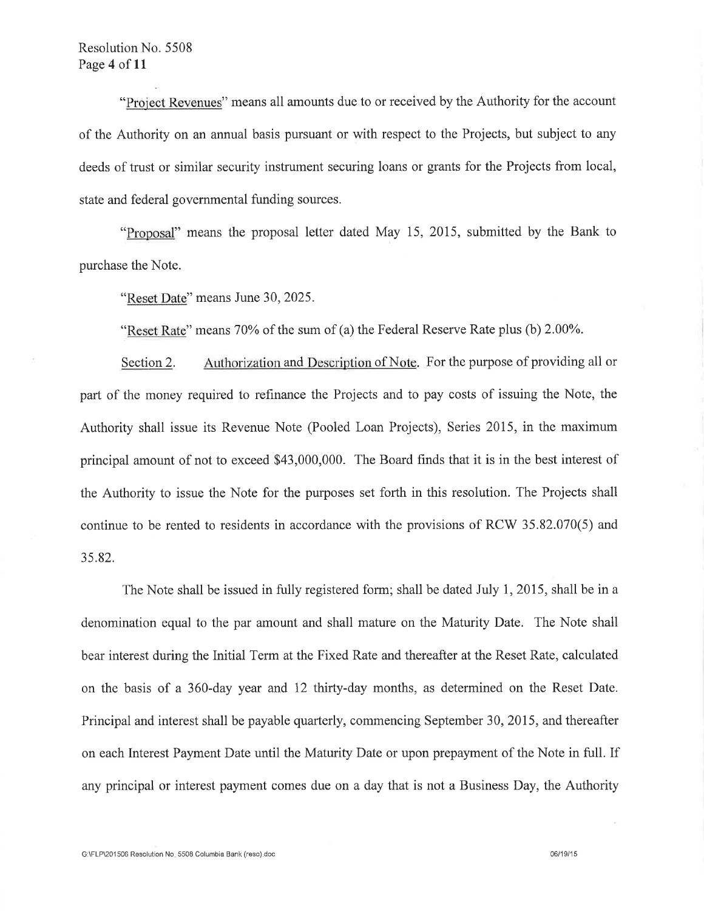"Project Revenues" means all amounts due to or received by the Authority for the account of the Authority on an annual basis pursuant or with respect to the Projects, but subject to any deeds of trust or similar security instrument securing loans or grants for the Projects from local, state and federal governmental funding sources.

"Proposal" means the proposal letter dated May 15, 2015, submitted by the Bank to purchase the Note.

"Reset Date" means June 30, 2025.

"Reset Rate" means 70% of the sum of (a) the Federal Reserve Rate plus (b) 2.00%.

Section 2. Authorization and Description of Note. For the purpose of providing all or part of the money required to refinance the Projects and to pay costs of issuing the Note, the Authority shall issue its Revenue Note (Pooled Loan Projects), Series 2015, in the maximum principal amount of not to exceed $43,000,000. The Board finds that it is in the best interest of the Authority to issue the Note for the purposes set forth in this resolution. The Projects shall continue to be rented to residents in accordance with the provisions of RCW 35.82.070(5) and 35.82.

The Note shall be issued in fully registered form; shall be dated July 1, 2015, shall be in a denomination equal to the par amount and shall mature on the Maturity Date. The Note shall bear interest during the Initial Term at the Fixed Rate and thereafter at the Reset Rate, calculated on the basis of a 360-day year and 12 thirty-day months, as determined on the Reset Date. Principal and interest shall be payable quarterly, commencing September 30, 2015, and thereafter on each Interest Payment Date until the Maturity Date or upon prepayment of the Note in full. If any principal or interest payment comes due on a day that is not a Business Day, the Authority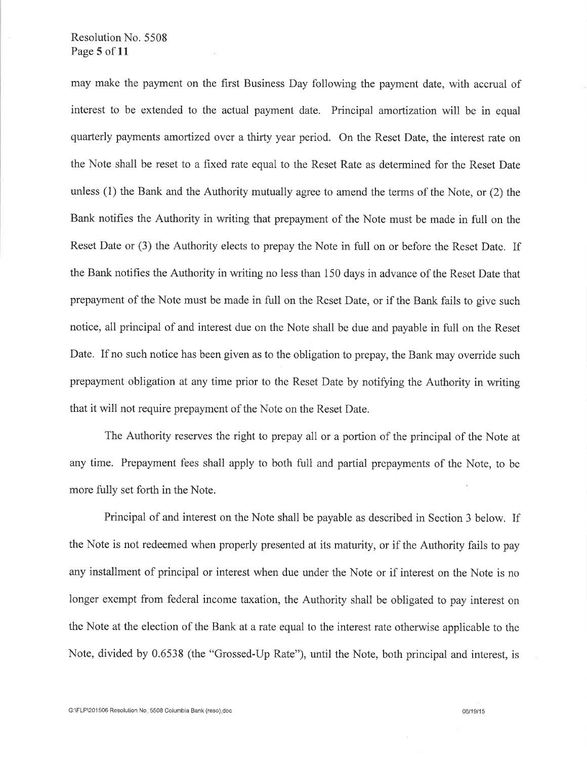may make the payment on the first Business Day following the payment date, with accrual of interest to be extended to the actual payment date. Principal amortization will be in equal quarterly payments amortized over a thirty year period. On the Reset Date, the interest rate on the Note shall be reset to a fixed rate equal to the Reset Rate as determined for the Reset Date unless (1) the Bank and the Authority mutually agree to amend the terms of the Note, or (2) the Bank notifies the Authority in writing that prepayment of the Note must be made in full on the Reset Date or (3) the Authority elects to prepay the Note in full on or before the Reset Date. If the Bank notifies the Authority in writing no less than 150 days in advance of the Reset Date that prepayment of the Note must be made in full on the Reset Date, or if the Bank fails to give such notice, all principal of and interest due on the Note shall be due and payable in full on the Reset Date. If no such notice has been given as to the obligation to prepay, the Bank may override such prepayment obligation at any time prior to the Reset Date by notifying the Authority in writing that it will not require prepayment of the Note on the Reset Date.

The Authority reserves the right to prepay all or a portion of the principal of the Note at any time. Prepayment fees shall apply to both full and partial prepayments of the Note, to be more fully set forth in the Note.

Principal of and interest on the Note shall be payable as described in Section 3 below. If the Note is not redeemed when properly presented at its maturity, or if the Authority fails to pay any installment of principal or interest when due under the Note or if interest on the Note is no longer exempt from federal income taxation, the Authority shall be obligated to pay interest on the Note at the election of the Bank at a rate equal to the interest rate otherwise applicable to the Note, divided by 0.6538 (the "Grossed-Up Rate"), until the Note, both principal and interest, is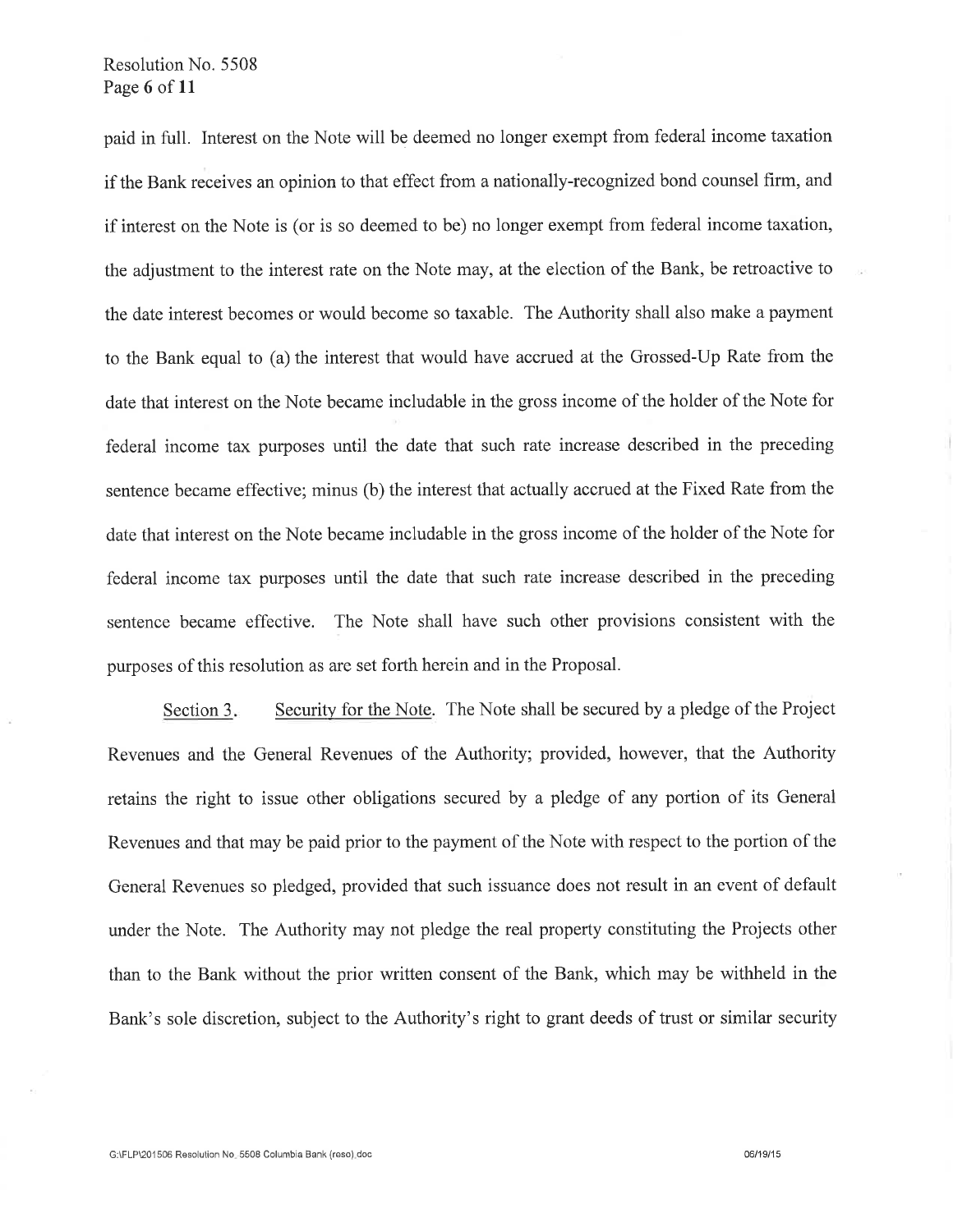paid in full. Interest on the Note will be deemed no longer exempt from federal income taxation if the Bank receives an opinion to that effect from a nationally-recognized bond counsel firm, and if interest on the Note is (or is so deemed to be) no longer exempt from federal income taxation, the adjustment to the interest rate on the Note may, at the election of the Bank, be retroactive to the date interest becomes or would become so taxable. The Authority shall also make a payment to the Bank equal to (a) the interest that would have accrued at the Grossed-Up Rate from the date that interest on the Note became includable in the gross income of the holder of the Note for federal income tax purposes until the date that such rate increase described in the preceding sentence became effective; minus (b) the interest that actually accrued at the Fixed Rate from the date that interest on the Note became includable in the gross income of the holder of the Note for federal income tax purposes until the date that such rate increase described in the preceding sentence became effective. The Note shall have such other provisions consistent with the purposes of this resolution as are set forth herein and in the Proposal.

Section 3. Security for the Note. The Note shall be secured by a pledge of the Project Revenues and the General Revenues of the Authority; provided, however, that the Authority retains the right to issue other obligations secured by a pledge of any portion of its General Revenues and that may be paid prior to the payment of the Note with respect to the portion of the General Revenues so pledged, provided that such issuance does not result in an event of default under the Note. The Authority may not pledge the real property constituting the Projects other than to the Bank without the prior written consent of the Bank, which may be withheld in the Bank's sole discretion, subject to the Authority's right to grant deeds of trust or similar security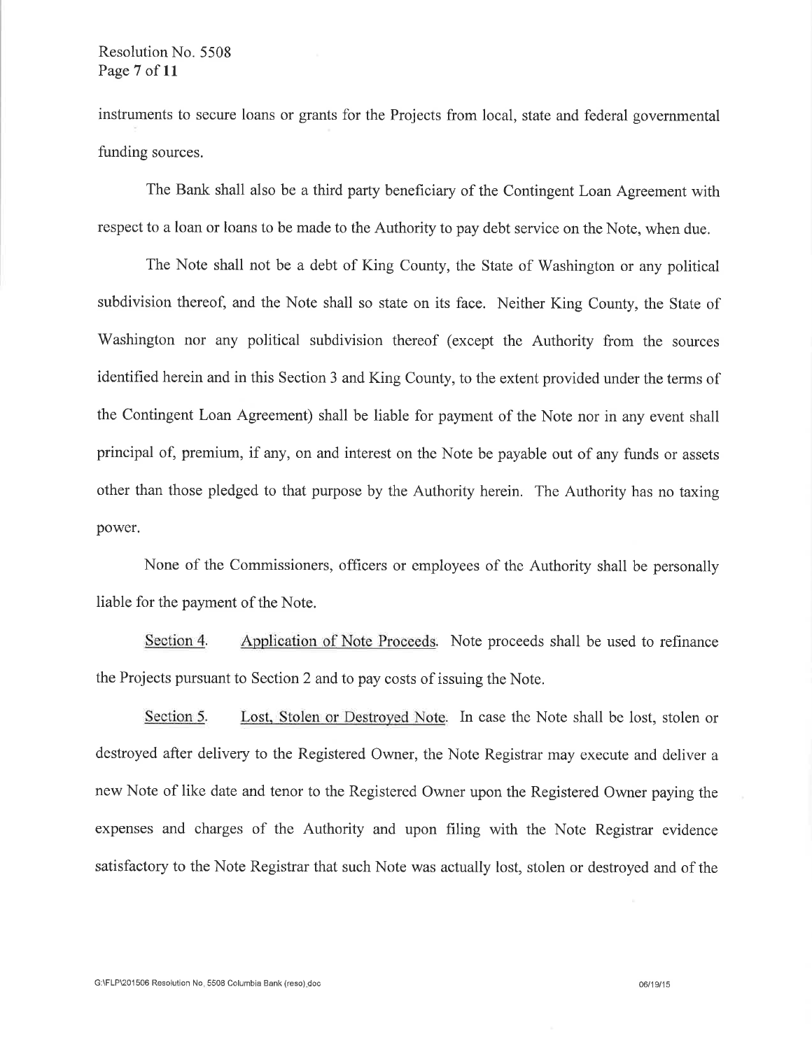instruments to secure loans or grants for the Projects from local, state and federal governmental funding sources.

The Bank shall also be a third party beneficiary of the Contingent Loan Agreement with respect to a loan or loans to be made to the Authority to pay debt service on the Note, when due.

The Note shall not be a debt of King County, the State of Washington or any political subdivision thereof, and the Note shall so state on its face. Neither King County, the State of Washington nor any political subdivision thereof (except the Authority from the sources identified herein and in this Section 3 and King County, to the extent provided under the terms of the Contingent Loan Agreement) shall be liable for payment of the Note nor in any event shall principal of, premium, if any, on and interest on the Note be payable out of any funds or assets other than those pledged to that purpose by the Authority herein. The Authority has no taxing power.

None of the Commissioners, officers or employees of the Authority shall be personally liable for the payment of the Note.

Section 4. Application of Note Proceeds. Note proceeds shall be used to refinance the Projects pursuant to Section 2 and to pay costs of issuing the Note.

Section 5. Lost, Stolen or Destroyed Note. In case the Note shall be lost, stolen or destroyed after delivery to the Registered Owner, the Note Registrar may execute and deliver a new Note of like date and tenor to the Registered Owner upon the Registered Owner paying the expenses and charges of the Authority and upon filing with the Note Registrar evidence satisfactory to the Note Registrar that such Note was actually lost, stolen or destroyed and of the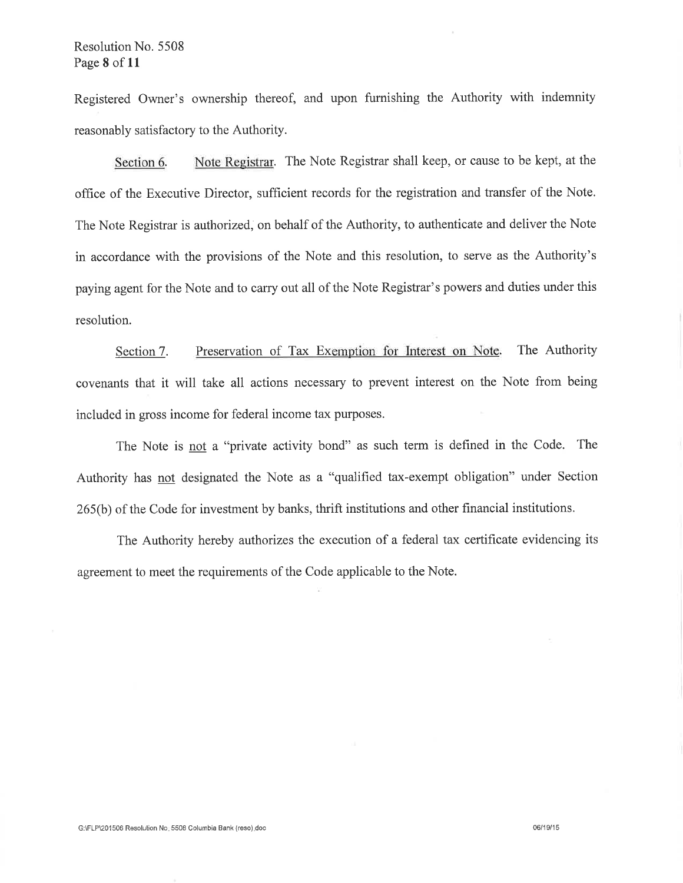Registered Owner's ownership thereof, and upon furnishing the Authority with indemnity reasonably satisfactory to the Authority.

<u>Section 6.</u> <u>Note Registrar</u>. The Note Registrar shall keep, or cause to be kept, at the office of the Executive Director, sufficient records for the registration and transfer of the Note. The Note Registrar is authorized, on behalf of the Authority, to authenticate and deliver the Note in accordance with the provisions of the Note and this resolution, to serve as the Authority's paying agent for the Note and to carry out all of the Note Registrar's powers and duties under this resolution.

<u>Section 7.</u> <u>Preservation of Tax Exemption for Interest on Note</u>. The Authority covenants that it will take all actions necessary to prevent interest on the Note from being included in gross income for federal income tax purposes.

The Note is <u>not</u> a "private activity bond" as such term is defined in the Code. The Authority has <u>not</u> designated the Note as a "qualified tax-exempt obligation" under Section 265(b) of the Code for investment by banks, thrift institutions and other financial institutions.

The Authority hereby authorizes the execution of a federal tax certificate evidencing its agreement to meet the requirements of the Code applicable to the Note.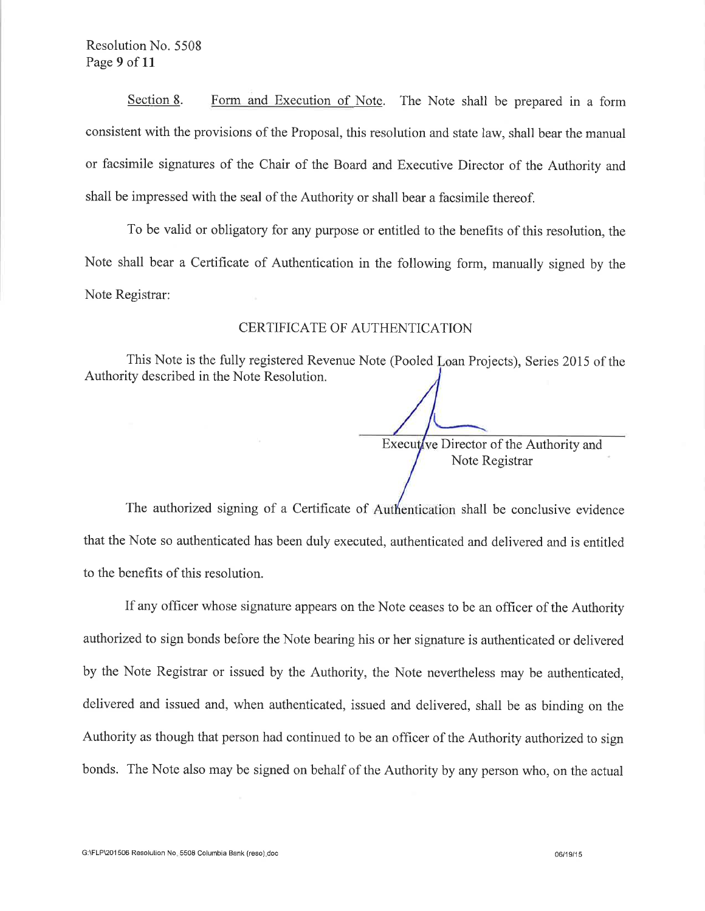Section 8. Form and Execution of Note. The Note shall be prepared in a form consistent with the provisions of the Proposal, this resolution and state law, shall bear the manual or facsimile signatures of the Chair of the Board and Executive Director of the Authority and shall be impressed with the seal of the Authority or shall bear a facsimile thereof.

To be valid or obligatory for any purpose or entitled to the benefits of this resolution, the Note shall bear a Certificate of Authentication in the following form, manually signed by the Note Registrar:

CERTIFICATE OF AUTHENTICATION

This Note is the fully registered Revenue Note (Pooled Loan Projects), Series 2015 of the Authority described in the Note Resolution.

Executive Director of the Authority and Note Registrar

The authorized signing of a Certificate of Authentication shall be conclusive evidence that the Note so authenticated has been duly executed, authenticated and delivered and is entitled to the benefits of this resolution.

If any officer whose signature appears on the Note ceases to be an officer of the Authority authorized to sign bonds before the Note bearing his or her signature is authenticated or delivered by the Note Registrar or issued by the Authority, the Note nevertheless may be authenticated, delivered and issued and, when authenticated, issued and delivered, shall be as binding on the Authority as though that person had continued to be an officer of the Authority authorized to sign bonds. The Note also may be signed on behalf of the Authority by any person who, on the actual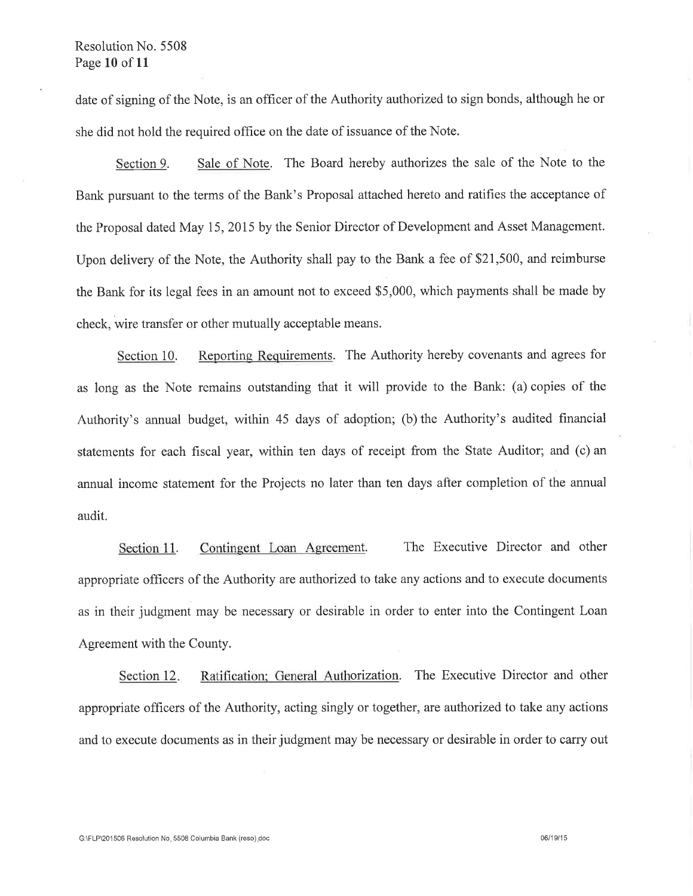date of signing of the Note, is an officer of the Authority authorized to sign bonds, although he or she did not hold the required office on the date of issuance of the Note.

Section 9. Sale of Note. The Board hereby authorizes the sale of the Note to the Bank pursuant to the terms of the Bank's Proposal attached hereto and ratifies the acceptance of the Proposal dated May 15, 2015 by the Senior Director of Development and Asset Management. Upon delivery of the Note, the Authority shall pay to the Bank a fee of $21,500, and reimburse the Bank for its legal fees in an amount not to exceed $5,000, which payments shall be made by check, wire transfer or other mutually acceptable means.

Section 10. Reporting Requirements. The Authority hereby covenants and agrees for as long as the Note remains outstanding that it will provide to the Bank: (a) copies of the Authority's annual budget, within 45 days of adoption; (b) the Authority's audited financial statements for each fiscal year, within ten days of receipt from the State Auditor; and (c) an annual income statement for the Projects no later than ten days after completion of the annual audit.

Section 11. Contingent Loan Agreement. The Executive Director and other appropriate officers of the Authority are authorized to take any actions and to execute documents as in their judgment may be necessary or desirable in order to enter into the Contingent Loan Agreement with the County.

Section 12. Ratification; General Authorization. The Executive Director and other appropriate officers of the Authority, acting singly or together, are authorized to take any actions and to execute documents as in their judgment may be necessary or desirable in order to carry out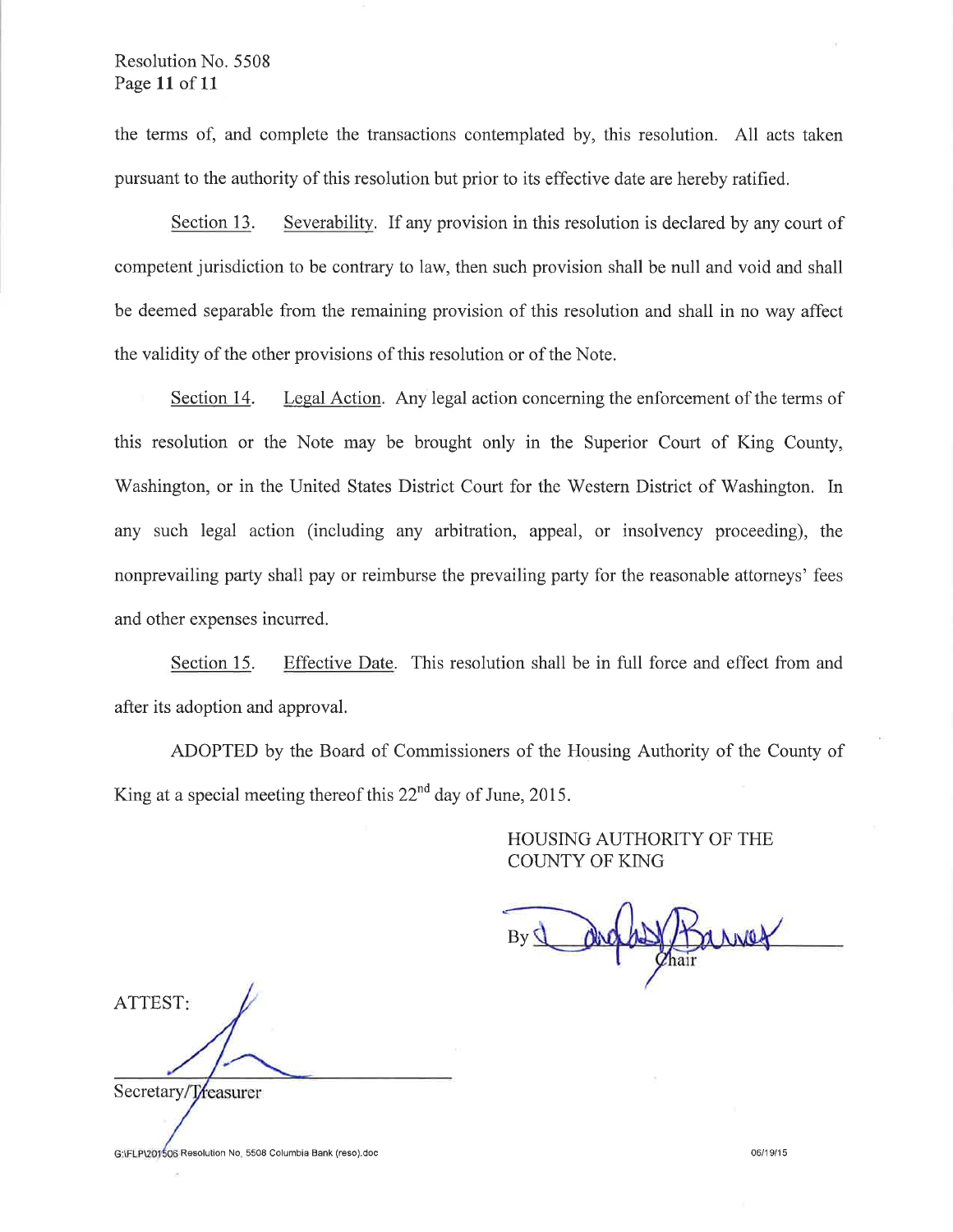the terms of, and complete the transactions contemplated by, this resolution. All acts taken pursuant to the authority of this resolution but prior to its effective date are hereby ratified.

Section 13. Severability. If any provision in this resolution is declared by any court of competent jurisdiction to be contrary to law, then such provision shall be null and void and shall be deemed separable from the remaining provision of this resolution and shall in no way affect the validity of the other provisions of this resolution or of the Note.

Section 14. Legal Action. Any legal action concerning the enforcement of the terms of this resolution or the Note may be brought only in the Superior Court of King County, Washington, or in the United States District Court for the Western District of Washington. In any such legal action (including any arbitration, appeal, or insolvency proceeding), the nonprevailing party shall pay or reimburse the prevailing party for the reasonable attorneys' fees and other expenses incurred.

Section 15. Effective Date. This resolution shall be in full force and effect from and after its adoption and approval.

ADOPTED by the Board of Commissioners of the Housing Authority of the County of King at a special meeting thereof this 22nd day of June, 2015.

HOUSING AUTHORITY OF THE COUNTY OF KING

By ______________________
Chair

ATTEST:

______________________
Secretary/Treasurer

G:\FLP\201506 Resolution No. 5508 Columbia Bank (reso).doc 06/19/15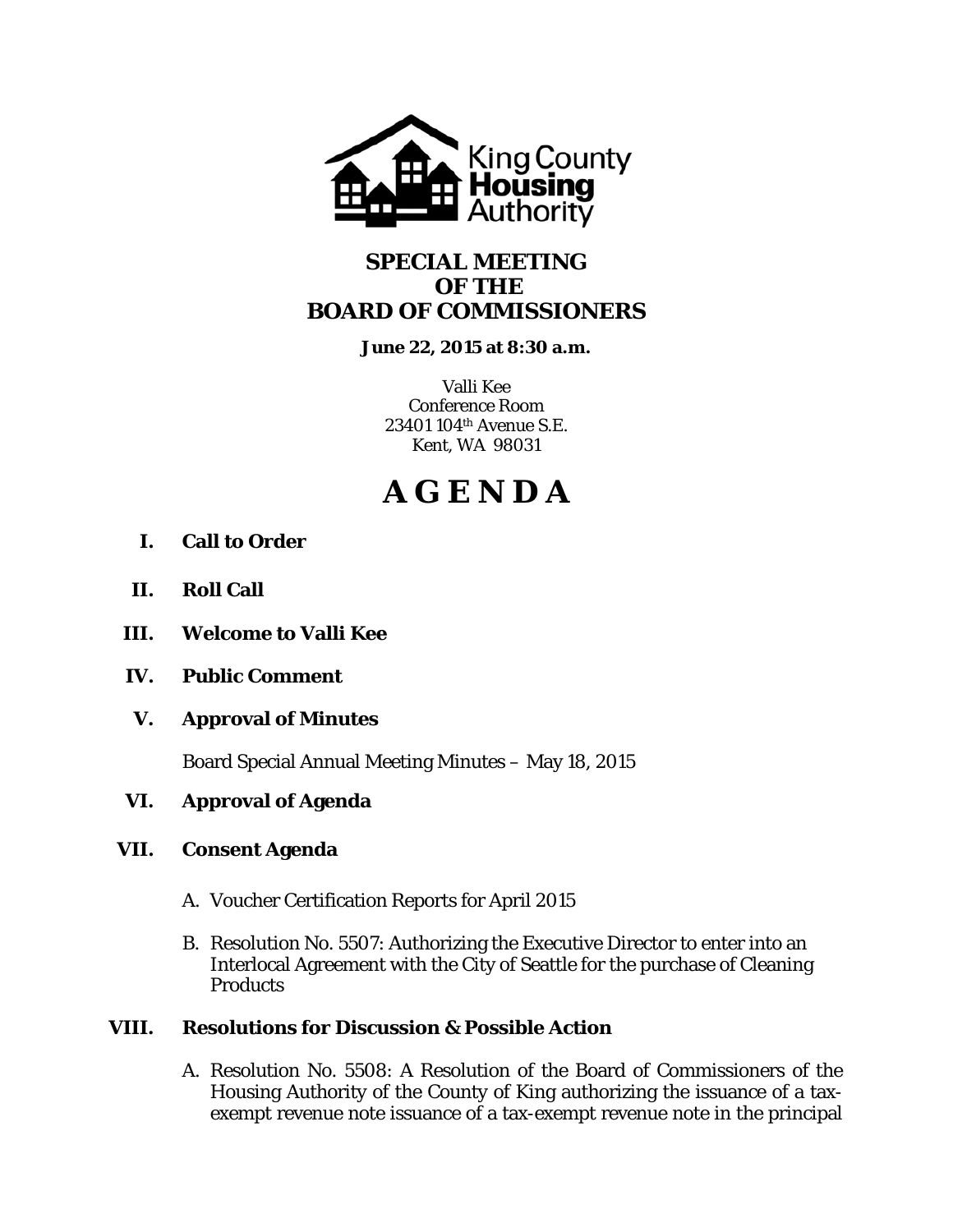King County Housing Authority

# SPECIAL MEETING OF THE BOARD OF COMMISSIONERS

**June 22, 2015 at 8:30 a.m.**

Valli Kee
Conference Room
23401 104th Avenue S.E.
Kent, WA 98031

# A G E N D A

**I. Call to Order**

**II. Roll Call**

**III. Welcome to Valli Kee**

**IV. Public Comment**

**V. Approval of Minutes**

Board Special Annual Meeting Minutes – May 18, 2015

**VI. Approval of Agenda**

**VII. Consent Agenda**

A. Voucher Certification Reports for April 2015

B. Resolution No. 5507: Authorizing the Executive Director to enter into an Interlocal Agreement with the City of Seattle for the purchase of Cleaning Products

**VIII. Resolutions for Discussion & Possible Action**

A. Resolution No. 5508: A Resolution of the Board of Commissioners of the Housing Authority of the County of King authorizing the issuance of a tax-exempt revenue note issuance of a tax-exempt revenue note in the principal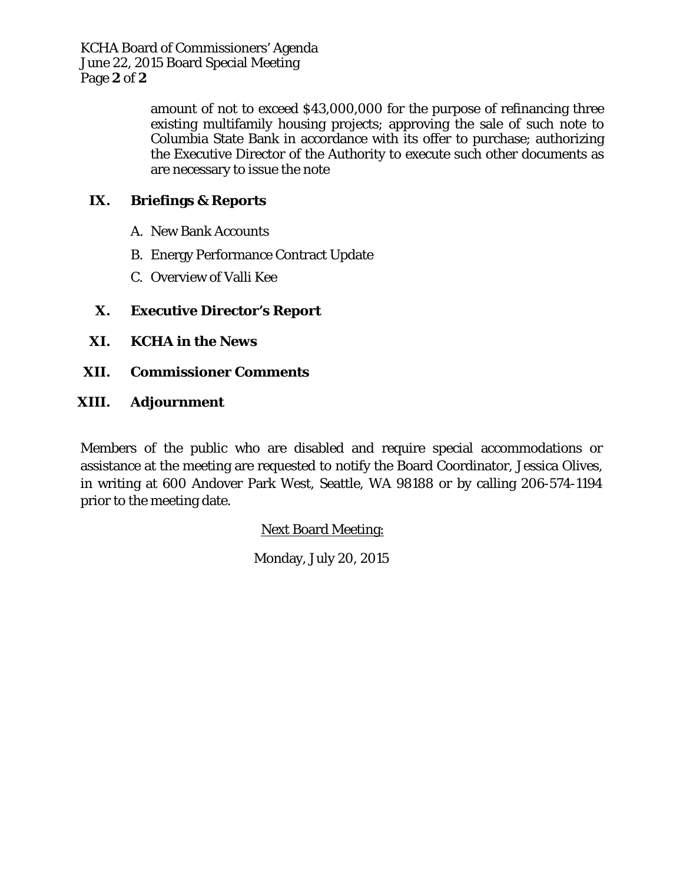amount of not to exceed $43,000,000 for the purpose of refinancing three existing multifamily housing projects; approving the sale of such note to Columbia State Bank in accordance with its offer to purchase; authorizing the Executive Director of the Authority to execute such other documents as are necessary to issue the note

## IX. Briefings & Reports

A. New Bank Accounts

B. Energy Performance Contract Update

C. Overview of Valli Kee

## X. Executive Director's Report

## XI. KCHA in the News

## XII. Commissioner Comments

## XIII. Adjournment

Members of the public who are disabled and require special accommodations or assistance at the meeting are requested to notify the Board Coordinator, Jessica Olives, in writing at 600 Andover Park West, Seattle, WA 98188 or by calling 206-574-1194 prior to the meeting date.

Next Board Meeting:

Monday, July 20, 2015